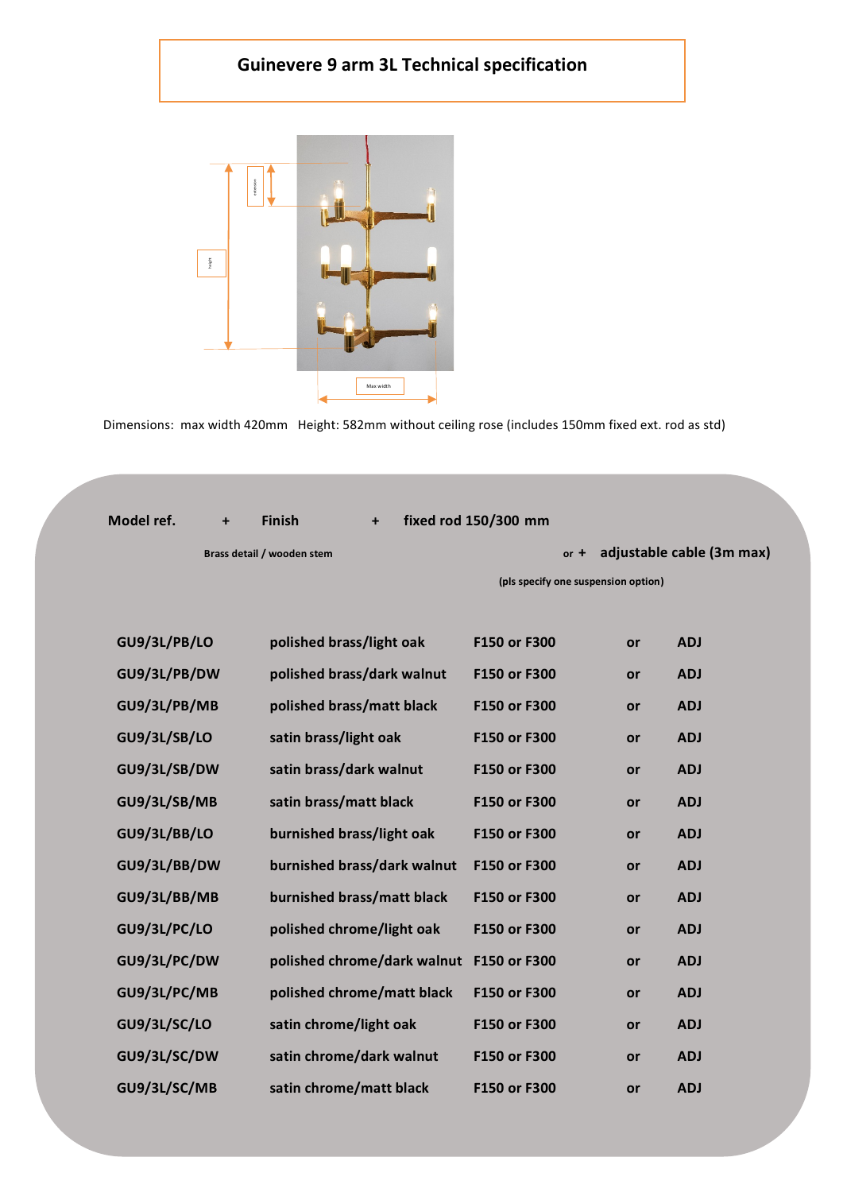# Guinevere 9 arm 3L Technical specification

Dimensions: max width 420mm Height: 582mm without ceiling rose (includes 150mm fixed ext. rod as std)

**Model ref.** + **Finish** + **fixed rod 150/300 mm**

Brass detail / wooden stem

or + **adjustable cable (3m max)**

(pls specify one suspension option)

| Model ref. | Finish | Fixed rod | | Adjustable |
|---|---|---|---|---|
| GU9/3L/PB/LO | polished brass/light oak | F150 or F300 | or | ADJ |
| GU9/3L/PB/DW | polished brass/dark walnut | F150 or F300 | or | ADJ |
| GU9/3L/PB/MB | polished brass/matt black | F150 or F300 | or | ADJ |
| GU9/3L/SB/LO | satin brass/light oak | F150 or F300 | or | ADJ |
| GU9/3L/SB/DW | satin brass/dark walnut | F150 or F300 | or | ADJ |
| GU9/3L/SB/MB | satin brass/matt black | F150 or F300 | or | ADJ |
| GU9/3L/BB/LO | burnished brass/light oak | F150 or F300 | or | ADJ |
| GU9/3L/BB/DW | burnished brass/dark walnut | F150 or F300 | or | ADJ |
| GU9/3L/BB/MB | burnished brass/matt black | F150 or F300 | or | ADJ |
| GU9/3L/PC/LO | polished chrome/light oak | F150 or F300 | or | ADJ |
| GU9/3L/PC/DW | polished chrome/dark walnut | F150 or F300 | or | ADJ |
| GU9/3L/PC/MB | polished chrome/matt black | F150 or F300 | or | ADJ |
| GU9/3L/SC/LO | satin chrome/light oak | F150 or F300 | or | ADJ |
| GU9/3L/SC/DW | satin chrome/dark walnut | F150 or F300 | or | ADJ |
| GU9/3L/SC/MB | satin chrome/matt black | F150 or F300 | or | ADJ |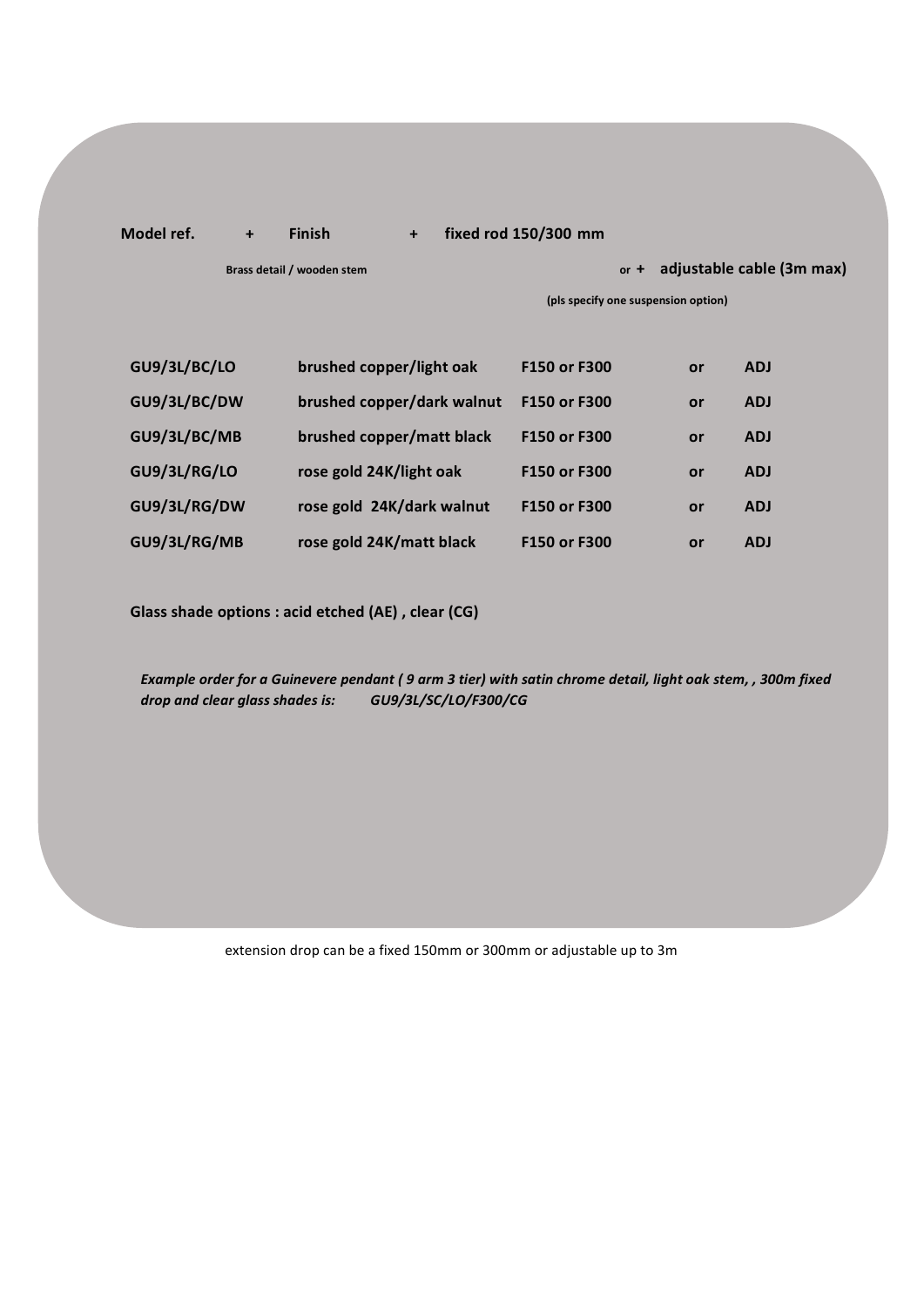**Model ref.** **+** **Finish** **+** **fixed rod 150/300 mm**

**Brass detail / wooden stem** **or +** **adjustable cable (3m max)**

**(pls specify one suspension option)**

| | | | | |
|---|---|---|---|---|
| **GU9/3L/BC/LO** | **brushed copper/light oak** | **F150 or F300** | **or** | **ADJ** |
| **GU9/3L/BC/DW** | **brushed copper/dark walnut** | **F150 or F300** | **or** | **ADJ** |
| **GU9/3L/BC/MB** | **brushed copper/matt black** | **F150 or F300** | **or** | **ADJ** |
| **GU9/3L/RG/LO** | **rose gold 24K/light oak** | **F150 or F300** | **or** | **ADJ** |
| **GU9/3L/RG/DW** | **rose gold 24K/dark walnut** | **F150 or F300** | **or** | **ADJ** |
| **GU9/3L/RG/MB** | **rose gold 24K/matt black** | **F150 or F300** | **or** | **ADJ** |

**Glass shade options : acid etched (AE) , clear (CG)**

***Example order for a Guinevere pendant ( 9 arm 3 tier) with satin chrome detail, light oak stem, , 300m fixed drop and clear glass shades is: GU9/3L/SC/LO/F300/CG***

extension drop can be a fixed 150mm or 300mm or adjustable up to 3m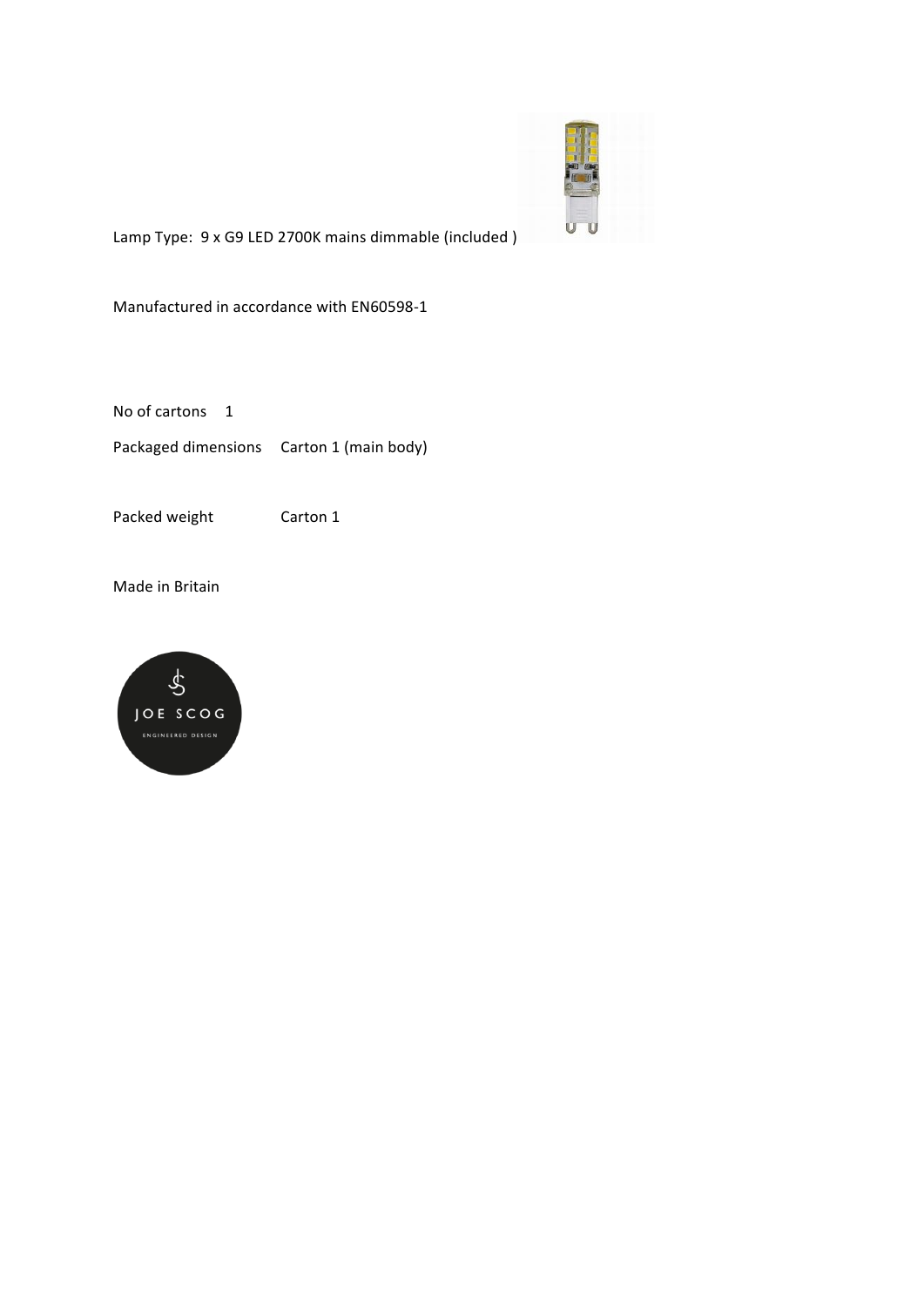Lamp Type: 9 x G9 LED 2700K mains dimmable (included )

Manufactured in accordance with EN60598-1

No of cartons 1

Packaged dimensions Carton 1 (main body)

Packed weight Carton 1

Made in Britain

JOE SCOG

ENGINEERED DESIGN